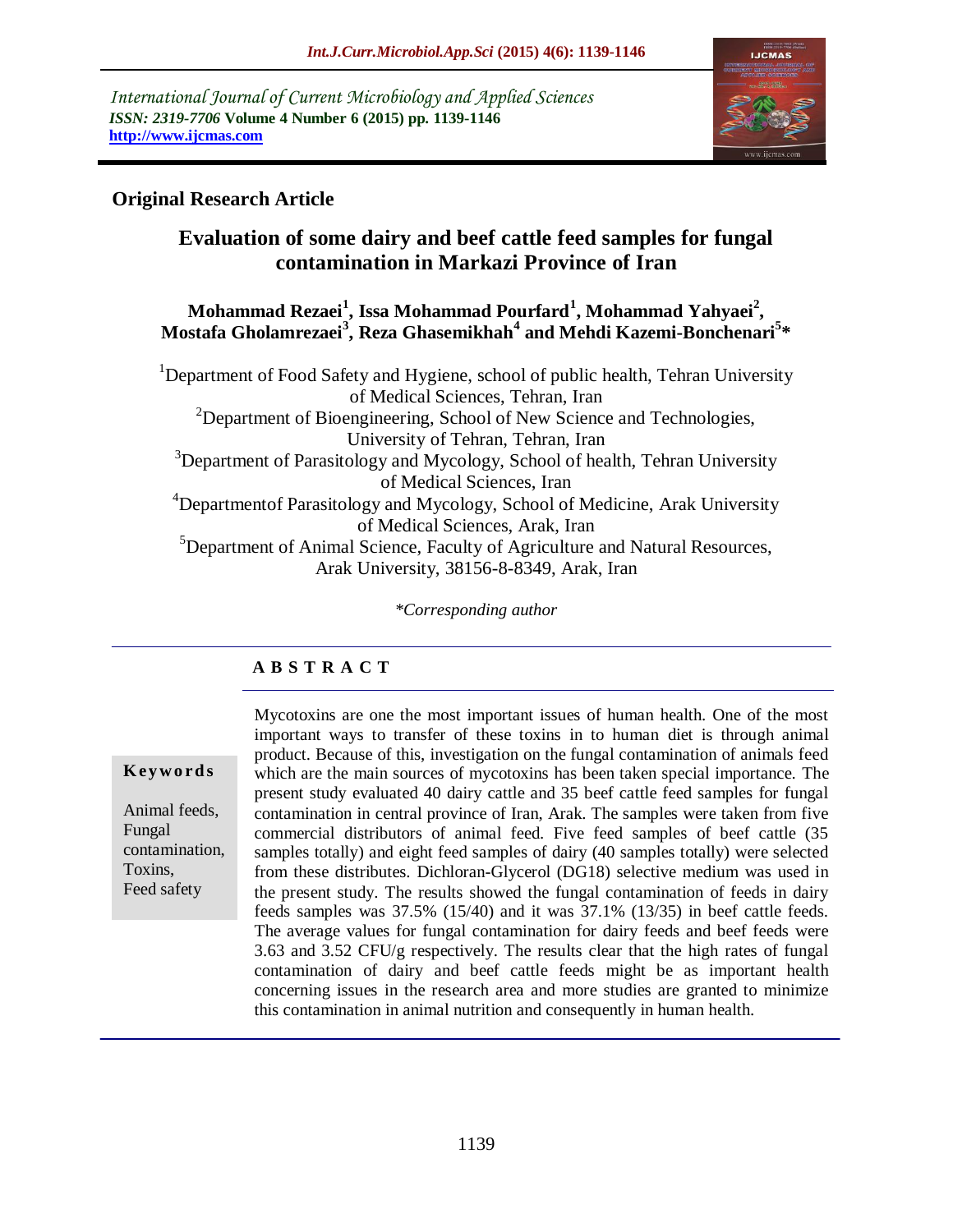International Journal of Current Microbiology and Applied Sciences
*ISSN: 2319-7706* **Volume 4 Number 6 (2015) pp. 1139-1146**
**http://www.ijcmas.com**

**Original Research Article**

# Evaluation of some dairy and beef cattle feed samples for fungal contamination in Markazi Province of Iran

**Mohammad Rezaei[1], Issa Mohammad Pourfard[1], Mohammad Yahyaei[2], Mostafa Gholamrezaei[3], Reza Ghasemikhah[4] and Mehdi Kazemi-Bonchenari[5]\***

[1]Department of Food Safety and Hygiene, school of public health, Tehran University of Medical Sciences, Tehran, Iran
[2]Department of Bioengineering, School of New Science and Technologies, University of Tehran, Tehran, Iran
[3]Department of Parasitology and Mycology, School of health, Tehran University of Medical Sciences, Iran
[4]Departmentof Parasitology and Mycology, School of Medicine, Arak University of Medical Sciences, Arak, Iran
[5]Department of Animal Science, Faculty of Agriculture and Natural Resources, Arak University, 38156-8-8349, Arak, Iran

*\*Corresponding author*

## A B S T R A C T

**Keywords**

Animal feeds,
Fungal contamination,
Toxins,
Feed safety

Mycotoxins are one the most important issues of human health. One of the most important ways to transfer of these toxins in to human diet is through animal product. Because of this, investigation on the fungal contamination of animals feed which are the main sources of mycotoxins has been taken special importance. The present study evaluated 40 dairy cattle and 35 beef cattle feed samples for fungal contamination in central province of Iran, Arak. The samples were taken from five commercial distributors of animal feed. Five feed samples of beef cattle (35 samples totally) and eight feed samples of dairy (40 samples totally) were selected from these distributes. Dichloran-Glycerol (DG18) selective medium was used in the present study. The results showed the fungal contamination of feeds in dairy feeds samples was 37.5% (15/40) and it was 37.1% (13/35) in beef cattle feeds. The average values for fungal contamination for dairy feeds and beef feeds were 3.63 and 3.52 CFU/g respectively. The results clear that the high rates of fungal contamination of dairy and beef cattle feeds might be as important health concerning issues in the research area and more studies are granted to minimize this contamination in animal nutrition and consequently in human health.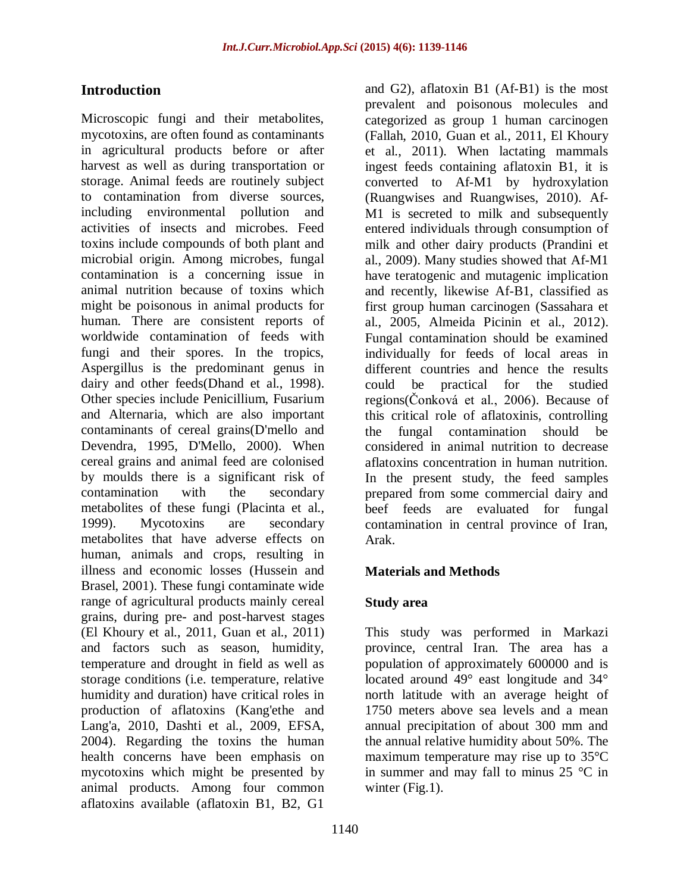## Introduction

Microscopic fungi and their metabolites, mycotoxins, are often found as contaminants in agricultural products before or after harvest as well as during transportation or storage. Animal feeds are routinely subject to contamination from diverse sources, including environmental pollution and activities of insects and microbes. Feed toxins include compounds of both plant and microbial origin. Among microbes, fungal contamination is a concerning issue in animal nutrition because of toxins which might be poisonous in animal products for human. There are consistent reports of worldwide contamination of feeds with fungi and their spores. In the tropics, Aspergillus is the predominant genus in dairy and other feeds(Dhand et al., 1998). Other species include Penicillium, Fusarium and Alternaria, which are also important contaminants of cereal grains(D'mello and Devendra, 1995, D'Mello, 2000). When cereal grains and animal feed are colonised by moulds there is a significant risk of contamination with the secondary metabolites of these fungi (Placinta et al., 1999). Mycotoxins are secondary metabolites that have adverse effects on human, animals and crops, resulting in illness and economic losses (Hussein and Brasel, 2001). These fungi contaminate wide range of agricultural products mainly cereal grains, during pre- and post-harvest stages (El Khoury et al., 2011, Guan et al., 2011) and factors such as season, humidity, temperature and drought in field as well as storage conditions (i.e. temperature, relative humidity and duration) have critical roles in production of aflatoxins (Kang'ethe and Lang'a, 2010, Dashti et al., 2009, EFSA, 2004). Regarding the toxins the human health concerns have been emphasis on mycotoxins which might be presented by animal products. Among four common aflatoxins available (aflatoxin B1, B2, G1 and G2), aflatoxin B1 (Af-B1) is the most prevalent and poisonous molecules and categorized as group 1 human carcinogen (Fallah, 2010, Guan et al., 2011, El Khoury et al., 2011). When lactating mammals ingest feeds containing aflatoxin B1, it is converted to Af-M1 by hydroxylation (Ruangwises and Ruangwises, 2010). Af-M1 is secreted to milk and subsequently entered individuals through consumption of milk and other dairy products (Prandini et al., 2009). Many studies showed that Af-M1 have teratogenic and mutagenic implication and recently, likewise Af-B1, classified as first group human carcinogen (Sassahara et al., 2005, Almeida Picinin et al., 2012). Fungal contamination should be examined individually for feeds of local areas in different countries and hence the results could be practical for the studied regions(Čonková et al., 2006). Because of this critical role of aflatoxinis, controlling the fungal contamination should be considered in animal nutrition to decrease aflatoxins concentration in human nutrition. In the present study, the feed samples prepared from some commercial dairy and beef feeds are evaluated for fungal contamination in central province of Iran, Arak.

## Materials and Methods

### Study area

This study was performed in Markazi province, central Iran. The area has a population of approximately 600000 and is located around 49° east longitude and 34° north latitude with an average height of 1750 meters above sea levels and a mean annual precipitation of about 300 mm and the annual relative humidity about 50%. The maximum temperature may rise up to 35°C in summer and may fall to minus 25 °C in winter (Fig.1).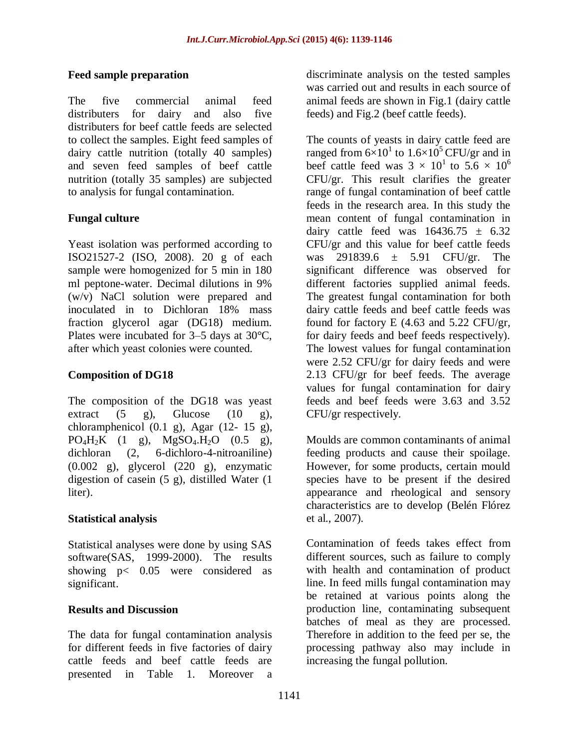### Feed sample preparation

The five commercial animal feed distributers for dairy and also five distributers for beef cattle feeds are selected to collect the samples. Eight feed samples of dairy cattle nutrition (totally 40 samples) and seven feed samples of beef cattle nutrition (totally 35 samples) are subjected to analysis for fungal contamination.

### Fungal culture

Yeast isolation was performed according to ISO21527-2 (ISO, 2008). 20 g of each sample were homogenized for 5 min in 180 ml peptone-water. Decimal dilutions in 9% (w/v) NaCl solution were prepared and inoculated in to Dichloran 18% mass fraction glycerol agar (DG18) medium. Plates were incubated for 3–5 days at 30°C, after which yeast colonies were counted.

### Composition of DG18

The composition of the DG18 was yeast extract (5 g), Glucose (10 g), chloramphenicol (0.1 g), Agar (12- 15 g), $PO_4H_2K$ (1 g), $MgSO_4.H_2O$ (0.5 g), dichloran (2, 6-dichloro-4-nitroaniline) (0.002 g), glycerol (220 g), enzymatic digestion of casein (5 g), distilled Water (1 liter).

### Statistical analysis

Statistical analyses were done by using SAS software(SAS, 1999-2000). The results showing $p< 0.05$ were considered as significant.

### Results and Discussion

The data for fungal contamination analysis for different feeds in five factories of dairy cattle feeds and beef cattle feeds are presented in Table 1. Moreover a discriminate analysis on the tested samples was carried out and results in each source of animal feeds are shown in Fig.1 (dairy cattle feeds) and Fig.2 (beef cattle feeds).

The counts of yeasts in dairy cattle feed are ranged from $6\times10^1$ to $1.6\times10^5$ CFU/gr and in beef cattle feed was $3 \times 10^1$ to $5.6 \times 10^6$ CFU/gr. This result clarifies the greater range of fungal contamination of beef cattle feeds in the research area. In this study the mean content of fungal contamination in dairy cattle feed was $16436.75 \pm 6.32$ CFU/gr and this value for beef cattle feeds was $291839.6 \pm 5.91$ CFU/gr. The significant difference was observed for different factories supplied animal feeds. The greatest fungal contamination for both dairy cattle feeds and beef cattle feeds was found for factory E (4.63 and 5.22 CFU/gr, for dairy feeds and beef feeds respectively). The lowest values for fungal contamination were 2.52 CFU/gr for dairy feeds and were 2.13 CFU/gr for beef feeds. The average values for fungal contamination for dairy feeds and beef feeds were 3.63 and 3.52 CFU/gr respectively.

Moulds are common contaminants of animal feeding products and cause their spoilage. However, for some products, certain mould species have to be present if the desired appearance and rheological and sensory characteristics are to develop (Belén Flórez et al., 2007).

Contamination of feeds takes effect from different sources, such as failure to comply with health and contamination of product line. In feed mills fungal contamination may be retained at various points along the production line, contaminating subsequent batches of meal as they are processed. Therefore in addition to the feed per se, the processing pathway also may include in increasing the fungal pollution.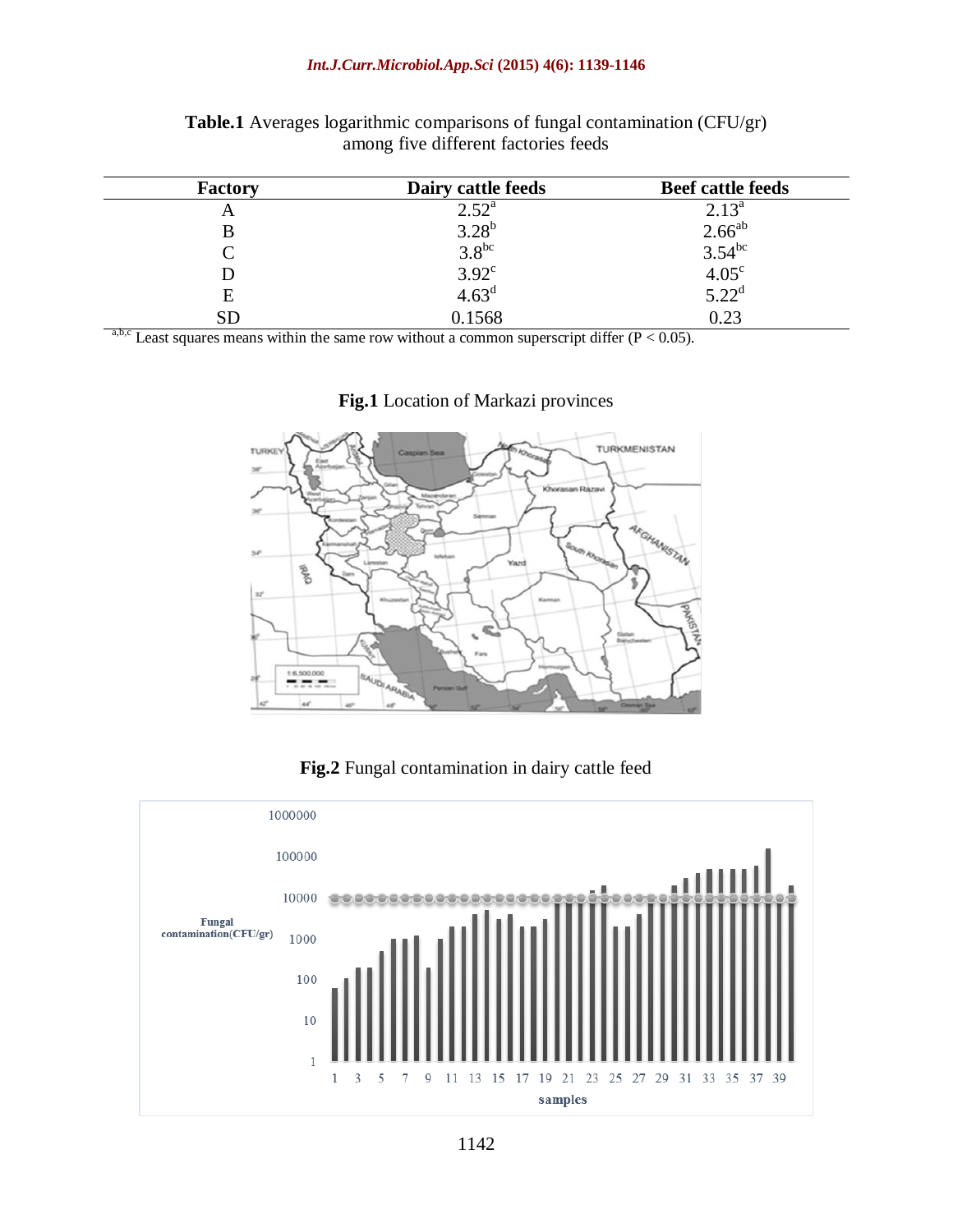**Table.1** Averages logarithmic comparisons of fungal contamination (CFU/gr) among five different factories feeds

| Factory | Dairy cattle feeds | Beef cattle feeds |
|---|---|---|
| A | $2.52^{a}$ | $2.13^{a}$ |
| B | $3.28^{b}$ | $2.66^{ab}$ |
| C | $3.8^{bc}$ | $3.54^{bc}$ |
| D | $3.92^{c}$ | $4.05^{c}$ |
| E | $4.63^{d}$ | $5.22^{d}$ |
| SD | 0.1568 | 0.23 |

[a,b,c] Least squares means within the same row without a common superscript differ ($P < 0.05$).

**Fig.1** Location of Markazi provinces

**Fig.2** Fungal contamination in dairy cattle feed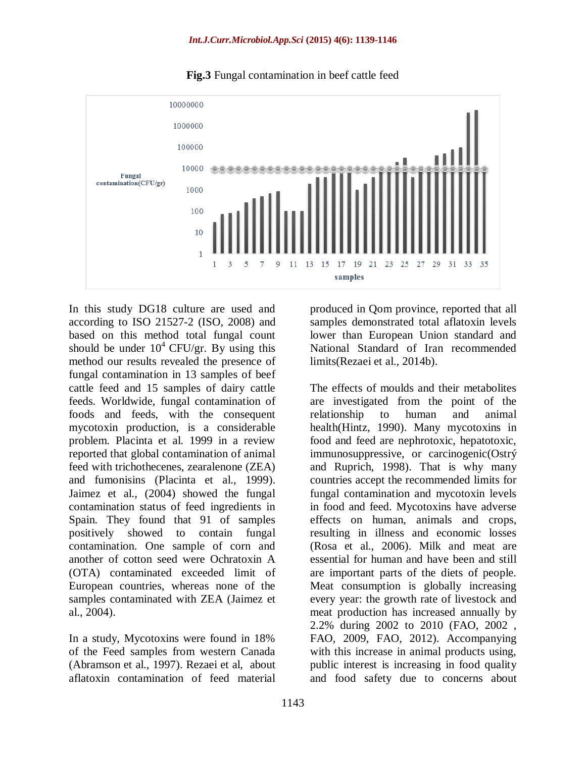**Fig.3** Fungal contamination in beef cattle feed

In this study DG18 culture are used and according to ISO 21527-2 (ISO, 2008) and based on this method total fungal count should be under $10^4$ CFU/gr. By using this method our results revealed the presence of fungal contamination in 13 samples of beef cattle feed and 15 samples of dairy cattle feeds. Worldwide, fungal contamination of foods and feeds, with the consequent mycotoxin production, is a considerable problem. Placinta et al. 1999 in a review reported that global contamination of animal feed with trichothecenes, zearalenone (ZEA) and fumonisins (Placinta et al., 1999). Jaimez et al., (2004) showed the fungal contamination status of feed ingredients in Spain. They found that 91 of samples positively showed to contain fungal contamination. One sample of corn and another of cotton seed were Ochratoxin A (OTA) contaminated exceeded limit of European countries, whereas none of the samples contaminated with ZEA (Jaimez et al., 2004).

In a study, Mycotoxins were found in 18% of the Feed samples from western Canada (Abramson et al., 1997). Rezaei et al, about aflatoxin contamination of feed material produced in Qom province, reported that all samples demonstrated total aflatoxin levels lower than European Union standard and National Standard of Iran recommended limits(Rezaei et al., 2014b).

The effects of moulds and their metabolites are investigated from the point of the relationship to human and animal health(Hintz, 1990). Many mycotoxins in food and feed are nephrotoxic, hepatotoxic, immunosuppressive, or carcinogenic(Ostrý and Ruprich, 1998). That is why many countries accept the recommended limits for fungal contamination and mycotoxin levels in food and feed. Mycotoxins have adverse effects on human, animals and crops, resulting in illness and economic losses (Rosa et al., 2006). Milk and meat are essential for human and have been and still are important parts of the diets of people. Meat consumption is globally increasing every year: the growth rate of livestock and meat production has increased annually by 2.2% during 2002 to 2010 (FAO, 2002 , FAO, 2009, FAO, 2012). Accompanying with this increase in animal products using, public interest is increasing in food quality and food safety due to concerns about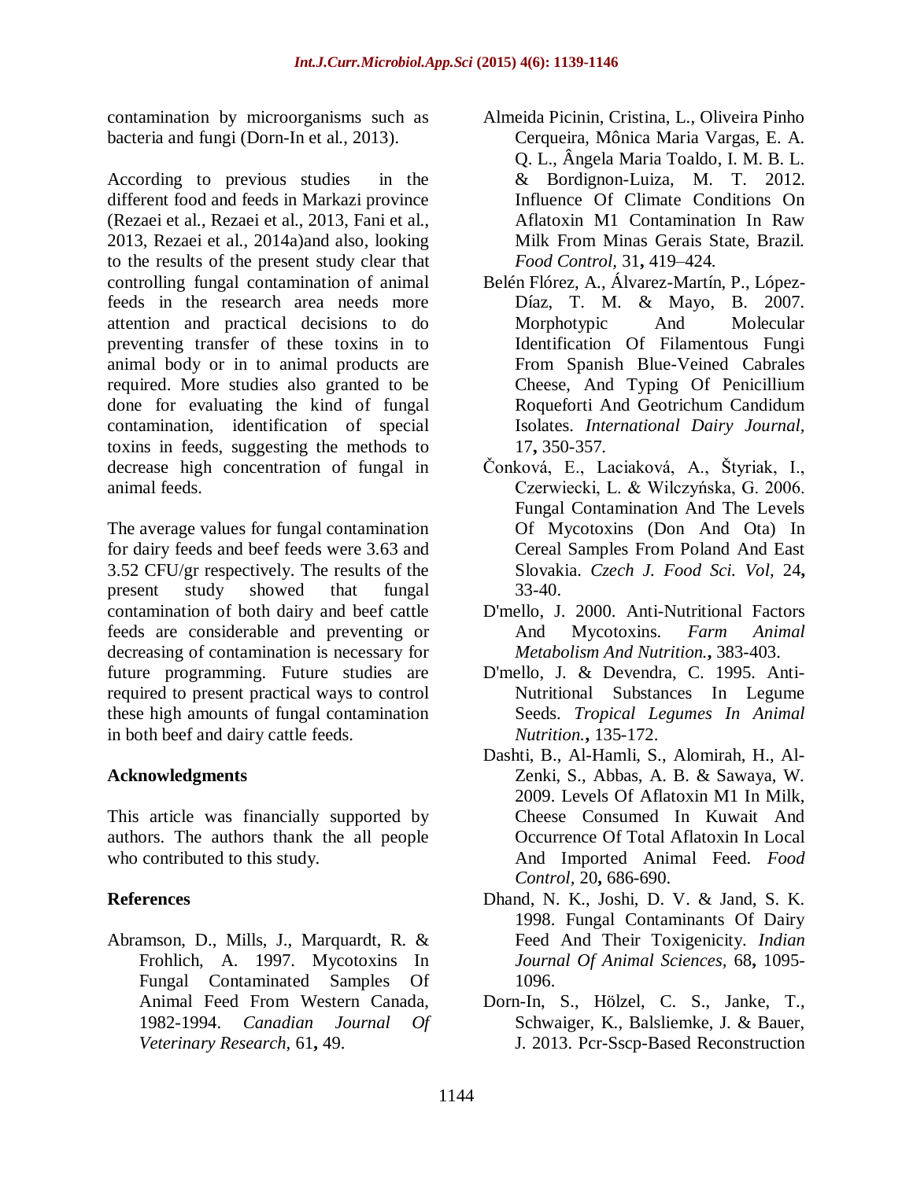contamination by microorganisms such as bacteria and fungi (Dorn-In et al., 2013).

According to previous studies in the different food and feeds in Markazi province (Rezaei et al., Rezaei et al., 2013, Fani et al., 2013, Rezaei et al., 2014a)and also, looking to the results of the present study clear that controlling fungal contamination of animal feeds in the research area needs more attention and practical decisions to do preventing transfer of these toxins in to animal body or in to animal products are required. More studies also granted to be done for evaluating the kind of fungal contamination, identification of special toxins in feeds, suggesting the methods to decrease high concentration of fungal in animal feeds.

The average values for fungal contamination for dairy feeds and beef feeds were 3.63 and 3.52 CFU/gr respectively. The results of the present study showed that fungal contamination of both dairy and beef cattle feeds are considerable and preventing or decreasing of contamination is necessary for future programming. Future studies are required to present practical ways to control these high amounts of fungal contamination in both beef and dairy cattle feeds.

## Acknowledgments

This article was financially supported by authors. The authors thank the all people who contributed to this study.

## References

Abramson, D., Mills, J., Marquardt, R. & Frohlich, A. 1997. Mycotoxins In Fungal Contaminated Samples Of Animal Feed From Western Canada, 1982-1994. *Canadian Journal Of Veterinary Research,* 61**,** 49.

Almeida Picinin, Cristina, L., Oliveira Pinho Cerqueira, Mônica Maria Vargas, E. A. Q. L., Ângela Maria Toaldo, I. M. B. L. & Bordignon-Luiza, M. T. 2012. Influence Of Climate Conditions On Aflatoxin M1 Contamination In Raw Milk From Minas Gerais State, Brazil. *Food Control,* 31**,** 419–424.

Belén Flórez, A., Álvarez-Martín, P., López-Díaz, T. M. & Mayo, B. 2007. Morphotypic And Molecular Identification Of Filamentous Fungi From Spanish Blue-Veined Cabrales Cheese, And Typing Of Penicillium Roqueforti And Geotrichum Candidum Isolates. *International Dairy Journal,* 17**,** 350-357.

Čonková, E., Laciaková, A., Štyriak, I., Czerwiecki, L. & Wilczyńska, G. 2006. Fungal Contamination And The Levels Of Mycotoxins (Don And Ota) In Cereal Samples From Poland And East Slovakia. *Czech J. Food Sci. Vol,* 24**,** 33-40.

D'mello, J. 2000. Anti-Nutritional Factors And Mycotoxins. *Farm Animal Metabolism And Nutrition.***,** 383-403.

D'mello, J. & Devendra, C. 1995. Anti-Nutritional Substances In Legume Seeds. *Tropical Legumes In Animal Nutrition.***,** 135-172.

Dashti, B., Al-Hamli, S., Alomirah, H., Al-Zenki, S., Abbas, A. B. & Sawaya, W. 2009. Levels Of Aflatoxin M1 In Milk, Cheese Consumed In Kuwait And Occurrence Of Total Aflatoxin In Local And Imported Animal Feed. *Food Control,* 20**,** 686-690.

Dhand, N. K., Joshi, D. V. & Jand, S. K. 1998. Fungal Contaminants Of Dairy Feed And Their Toxigenicity. *Indian Journal Of Animal Sciences,* 68**,** 1095-1096.

Dorn-In, S., Hölzel, C. S., Janke, T., Schwaiger, K., Balsliemke, J. & Bauer, J. 2013. Pcr-Sscp-Based Reconstruction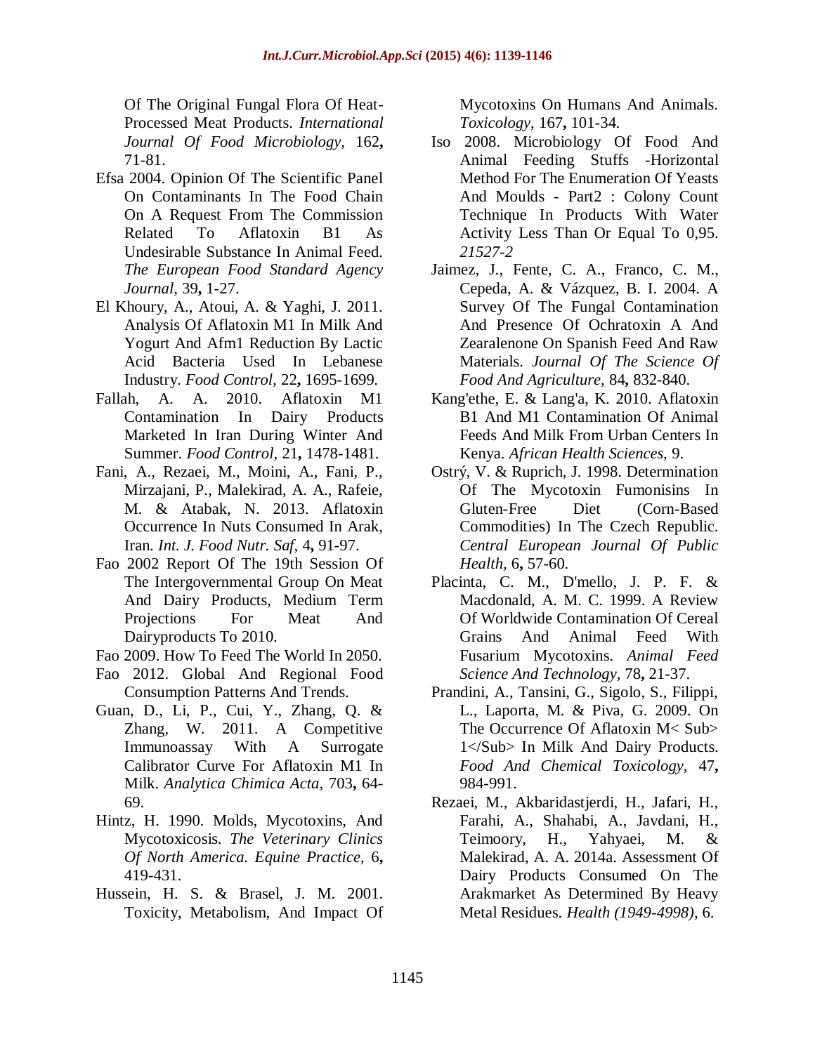Of The Original Fungal Flora Of Heat-Processed Meat Products. *International Journal Of Food Microbiology,* 162**,** 71-81.

Efsa 2004. Opinion Of The Scientific Panel On Contaminants In The Food Chain On A Request From The Commission Related To Aflatoxin B1 As Undesirable Substance In Animal Feed. *The European Food Standard Agency Journal,* 39**,** 1-27.

El Khoury, A., Atoui, A. & Yaghi, J. 2011. Analysis Of Aflatoxin M1 In Milk And Yogurt And Afm1 Reduction By Lactic Acid Bacteria Used In Lebanese Industry. *Food Control,* 22**,** 1695-1699.

Fallah, A. A. 2010. Aflatoxin M1 Contamination In Dairy Products Marketed In Iran During Winter And Summer. *Food Control,* 21**,** 1478-1481.

Fani, A., Rezaei, M., Moini, A., Fani, P., Mirzajani, P., Malekirad, A. A., Rafeie, M. & Atabak, N. 2013. Aflatoxin Occurrence In Nuts Consumed In Arak, Iran. *Int. J. Food Nutr. Saf,* 4**,** 91-97.

Fao 2002 Report Of The 19th Session Of The Intergovernmental Group On Meat And Dairy Products, Medium Term Projections For Meat And Dairyproducts To 2010.

Fao 2009. How To Feed The World In 2050.

Fao 2012. Global And Regional Food Consumption Patterns And Trends.

Guan, D., Li, P., Cui, Y., Zhang, Q. & Zhang, W. 2011. A Competitive Immunoassay With A Surrogate Calibrator Curve For Aflatoxin M1 In Milk. *Analytica Chimica Acta,* 703**,** 64-69.

Hintz, H. 1990. Molds, Mycotoxins, And Mycotoxicosis. *The Veterinary Clinics Of North America. Equine Practice,* 6**,** 419-431.

Hussein, H. S. & Brasel, J. M. 2001. Toxicity, Metabolism, And Impact Of Mycotoxins On Humans And Animals. *Toxicology,* 167**,** 101-34.

Iso 2008. Microbiology Of Food And Animal Feeding Stuffs -Horizontal Method For The Enumeration Of Yeasts And Moulds - Part2 : Colony Count Technique In Products With Water Activity Less Than Or Equal To 0,95. *21527-2*

Jaimez, J., Fente, C. A., Franco, C. M., Cepeda, A. & Vázquez, B. I. 2004. A Survey Of The Fungal Contamination And Presence Of Ochratoxin A And Zearalenone On Spanish Feed And Raw Materials. *Journal Of The Science Of Food And Agriculture,* 84**,** 832-840.

Kang'ethe, E. & Lang'a, K. 2010. Aflatoxin B1 And M1 Contamination Of Animal Feeds And Milk From Urban Centers In Kenya. *African Health Sciences,* 9.

Ostrý, V. & Ruprich, J. 1998. Determination Of The Mycotoxin Fumonisins In Gluten-Free Diet (Corn-Based Commodities) In The Czech Republic. *Central European Journal Of Public Health,* 6**,** 57-60.

Placinta, C. M., D'mello, J. P. F. & Macdonald, A. M. C. 1999. A Review Of Worldwide Contamination Of Cereal Grains And Animal Feed With Fusarium Mycotoxins. *Animal Feed Science And Technology,* 78**,** 21-37.

Prandini, A., Tansini, G., Sigolo, S., Filippi, L., Laporta, M. & Piva, G. 2009. On The Occurrence Of Aflatoxin M< Sub> 1</Sub> In Milk And Dairy Products. *Food And Chemical Toxicology,* 47**,** 984-991.

Rezaei, M., Akbaridastjerdi, H., Jafari, H., Farahi, A., Shahabi, A., Javdani, H., Teimoory, H., Yahyaei, M. & Malekirad, A. A. 2014a. Assessment Of Dairy Products Consumed On The Arakmarket As Determined By Heavy Metal Residues. *Health (1949-4998),* 6.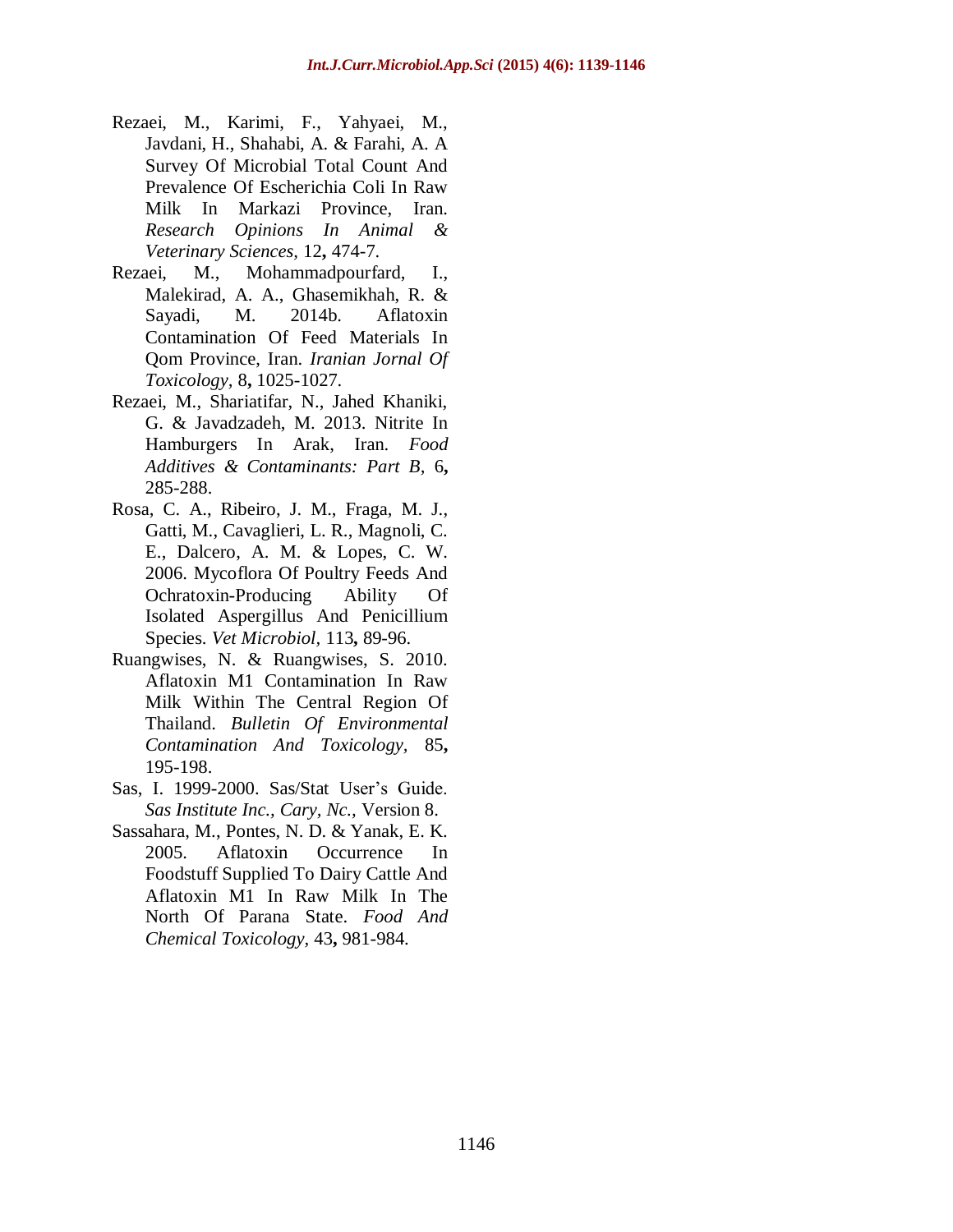Rezaei, M., Karimi, F., Yahyaei, M., Javdani, H., Shahabi, A. & Farahi, A. A Survey Of Microbial Total Count And Prevalence Of Escherichia Coli In Raw Milk In Markazi Province, Iran. *Research Opinions In Animal & Veterinary Sciences,* 12**,** 474-7.

Rezaei, M., Mohammadpourfard, I., Malekirad, A. A., Ghasemikhah, R. & Sayadi, M. 2014b. Aflatoxin Contamination Of Feed Materials In Qom Province, Iran. *Iranian Jornal Of Toxicology,* 8**,** 1025-1027.

Rezaei, M., Shariatifar, N., Jahed Khaniki, G. & Javadzadeh, M. 2013. Nitrite In Hamburgers In Arak, Iran. *Food Additives & Contaminants: Part B,* 6**,** 285-288.

Rosa, C. A., Ribeiro, J. M., Fraga, M. J., Gatti, M., Cavaglieri, L. R., Magnoli, C. E., Dalcero, A. M. & Lopes, C. W. 2006. Mycoflora Of Poultry Feeds And Ochratoxin-Producing Ability Of Isolated Aspergillus And Penicillium Species. *Vet Microbiol,* 113**,** 89-96.

Ruangwises, N. & Ruangwises, S. 2010. Aflatoxin M1 Contamination In Raw Milk Within The Central Region Of Thailand. *Bulletin Of Environmental Contamination And Toxicology,* 85**,** 195-198.

Sas, I. 1999-2000. Sas/Stat User's Guide. *Sas Institute Inc., Cary, Nc.,* Version 8.

Sassahara, M., Pontes, N. D. & Yanak, E. K. 2005. Aflatoxin Occurrence In Foodstuff Supplied To Dairy Cattle And Aflatoxin M1 In Raw Milk In The North Of Parana State. *Food And Chemical Toxicology,* 43**,** 981-984.